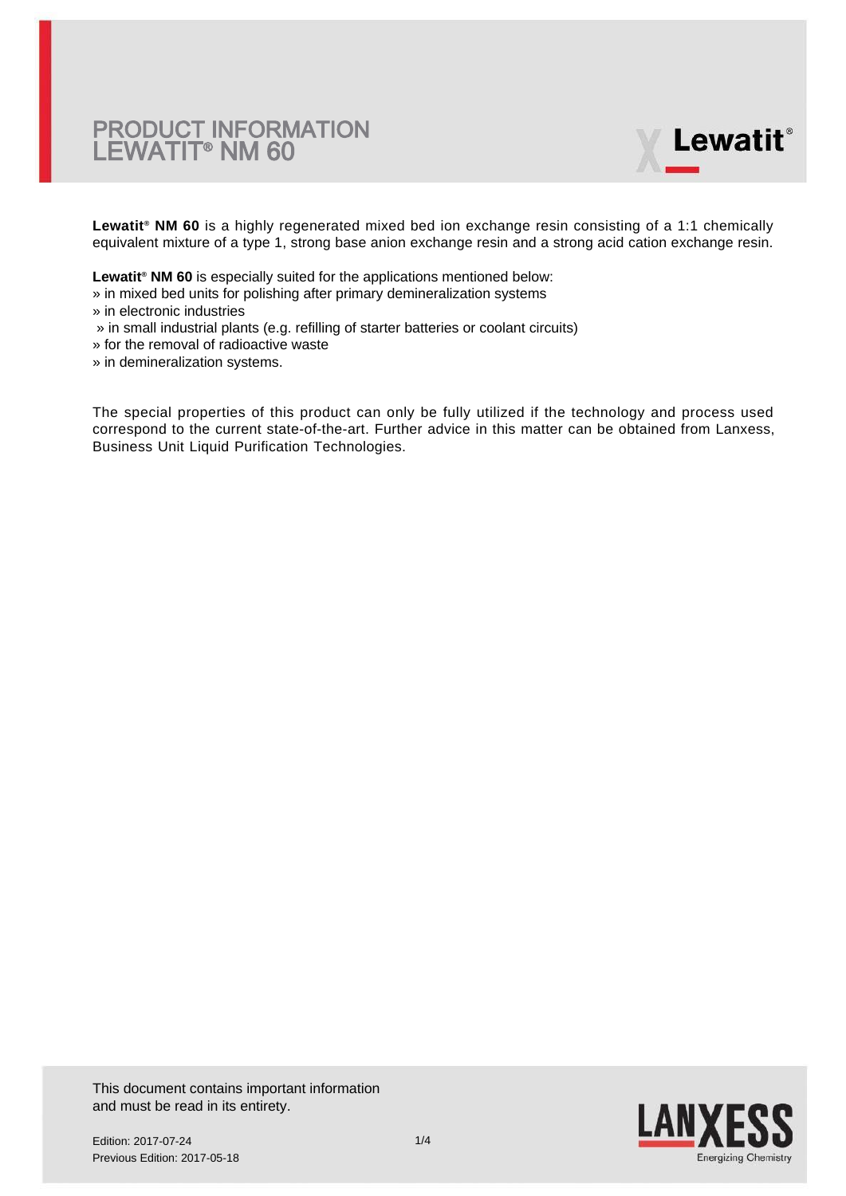# PRODUCT INFORMATION
# LEWATIT® NM 60

**Lewatit® NM 60** is a highly regenerated mixed bed ion exchange resin consisting of a 1:1 chemically equivalent mixture of a type 1, strong base anion exchange resin and a strong acid cation exchange resin.

**Lewatit® NM 60** is especially suited for the applications mentioned below:

» in mixed bed units for polishing after primary demineralization systems
» in electronic industries
» in small industrial plants (e.g. refilling of starter batteries or coolant circuits)
» for the removal of radioactive waste
» in demineralization systems.

The special properties of this product can only be fully utilized if the technology and process used correspond to the current state-of-the-art. Further advice in this matter can be obtained from Lanxess, Business Unit Liquid Purification Technologies.

This document contains important information and must be read in its entirety.

Edition: 2017-07-24
Previous Edition: 2017-05-18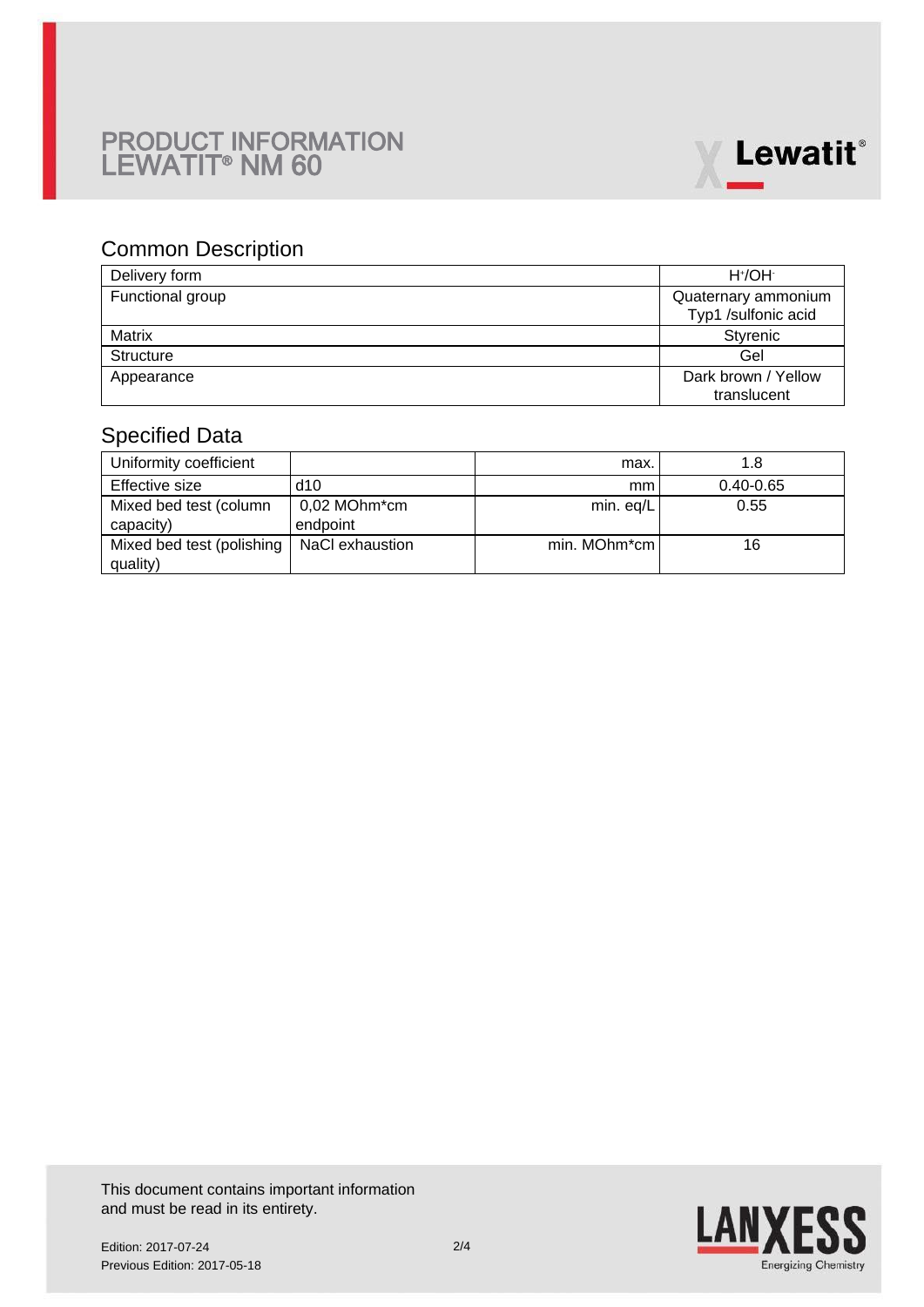# PRODUCT INFORMATION LEWATIT® NM 60

## Common Description

| | |
|---|---|
| Delivery form | $H^+/OH^-$ |
| Functional group | Quaternary ammonium Typ1 /sulfonic acid |
| Matrix | Styrenic |
| Structure | Gel |
| Appearance | Dark brown / Yellow translucent |

## Specified Data

| | | | |
|---|---|---|---|
| Uniformity coefficient | | max. | 1.8 |
| Effective size | d10 | mm | 0.40-0.65 |
| Mixed bed test (column capacity) | 0,02 MOhm*cm endpoint | min. eq/L | 0.55 |
| Mixed bed test (polishing quality) | NaCl exhaustion | min. MOhm*cm | 16 |

This document contains important information and must be read in its entirety.

Edition: 2017-07-24
Previous Edition: 2017-05-18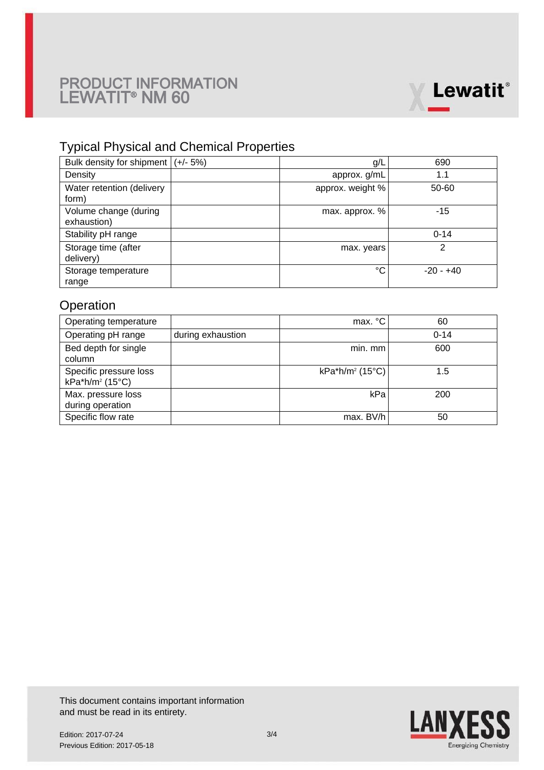# PRODUCT INFORMATION
# LEWATIT® NM 60

## Typical Physical and Chemical Properties

| | | | |
|---|---|---|---|
| Bulk density for shipment | (+/- 5%) | g/L | 690 |
| Density | | approx. g/mL | 1.1 |
| Water retention (delivery form) | | approx. weight % | 50-60 |
| Volume change (during exhaustion) | | max. approx. % | -15 |
| Stability pH range | | | 0-14 |
| Storage time (after delivery) | | max. years | 2 |
| Storage temperature range | | °C | -20 - +40 |

## Operation

| | | | |
|---|---|---|---|
| Operating temperature | | max. °C | 60 |
| Operating pH range | during exhaustion | | 0-14 |
| Bed depth for single column | | min. mm | 600 |
| Specific pressure loss kPa*h/m² (15°C) | | kPa*h/m² (15°C) | 1.5 |
| Max. pressure loss during operation | | kPa | 200 |
| Specific flow rate | | max. BV/h | 50 |

This document contains important information and must be read in its entirety.

Edition: 2017-07-24
Previous Edition: 2017-05-18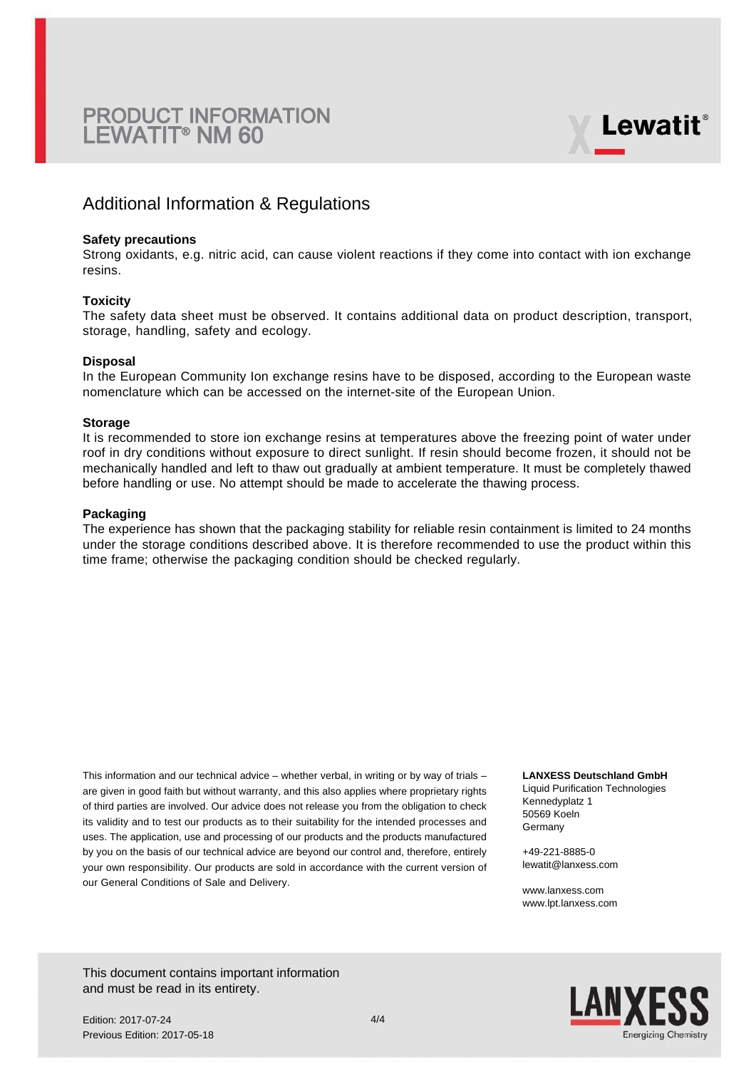## Additional Information & Regulations

**Safety precautions**
Strong oxidants, e.g. nitric acid, can cause violent reactions if they come into contact with ion exchange resins.

**Toxicity**
The safety data sheet must be observed. It contains additional data on product description, transport, storage, handling, safety and ecology.

**Disposal**
In the European Community Ion exchange resins have to be disposed, according to the European waste nomenclature which can be accessed on the internet-site of the European Union.

**Storage**
It is recommended to store ion exchange resins at temperatures above the freezing point of water under roof in dry conditions without exposure to direct sunlight. If resin should become frozen, it should not be mechanically handled and left to thaw out gradually at ambient temperature. It must be completely thawed before handling or use. No attempt should be made to accelerate the thawing process.

**Packaging**
The experience has shown that the packaging stability for reliable resin containment is limited to 24 months under the storage conditions described above. It is therefore recommended to use the product within this time frame; otherwise the packaging condition should be checked regularly.

This information and our technical advice – whether verbal, in writing or by way of trials – are given in good faith but without warranty, and this also applies where proprietary rights of third parties are involved. Our advice does not release you from the obligation to check its validity and to test our products as to their suitability for the intended processes and uses. The application, use and processing of our products and the products manufactured by you on the basis of our technical advice are beyond our control and, therefore, entirely your own responsibility. Our products are sold in accordance with the current version of our General Conditions of Sale and Delivery.

**LANXESS Deutschland GmbH**
Liquid Purification Technologies
Kennedyplatz 1
50569 Koeln
Germany

+49-221-8885-0
lewatit@lanxess.com

www.lanxess.com
www.lpt.lanxess.com

This document contains important information and must be read in its entirety.

Edition: 2017-07-24
Previous Edition: 2017-05-18